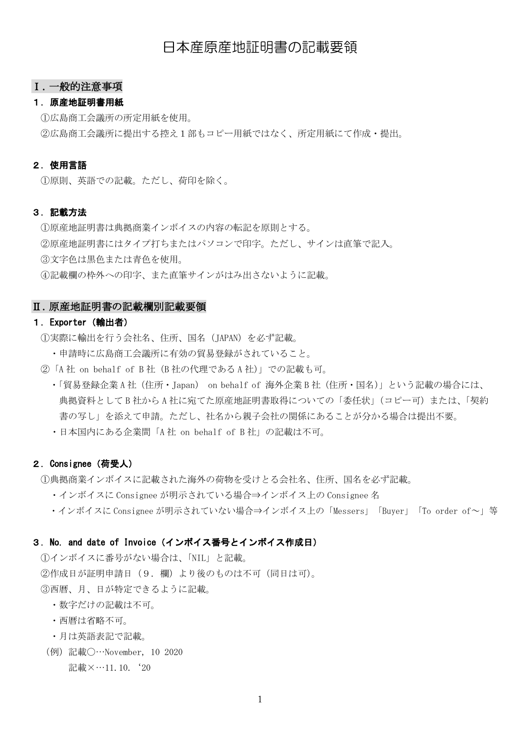# 日本産原産地証明書の記載要領

## Ⅰ．一般的注意事項

### １．原産地証明書用紙

①広島商工会議所の所定用紙を使用。

②広島商工会議所に提出する控え１部もコピー用紙ではなく、所定用紙にて作成・提出。

### ２．使用言語

①原則、英語での記載。ただし、荷印を除く。

### ３．記載方法

①原産地証明書は典拠商業インボイスの内容の転記を原則とする。

②原産地証明書にはタイプ打ちまたはパソコンで印字。ただし、サインは直筆で記入。

③文字色は黒色または青色を使用。

④記載欄の枠外への印字、また直筆サインがはみ出さないように記載。

## Ⅱ．原産地証明書の記載欄別記載要領

### １．Exporter（輸出者）

①実際に輸出を行う会社名、住所、国名（JAPAN）を必ず記載。

- 申請時に広島商工会議所に有効の貿易登録がされていること。

②「A社 on behalf of B社（B社の代理であるA社)」での記載も可。

- 「貿易登録企業A社（住所・Japan） on behalf of 海外企業B社（住所・国名)」という記載の場合には、典拠資料としてB社からA社に宛てた原産地証明書取得についての「委任状」(コピー可）または、「契約書の写し」を添えて申請。ただし、社名から親子会社の関係にあることが分かる場合は提出不要。
- 日本国内にある企業間「A社 on behalf of B社」の記載は不可。

### ２．Consignee（荷受人）

①典拠商業インボイスに記載された海外の荷物を受けとる会社名、住所、国名を必ず記載。

- インボイスにConsigneeが明示されている場合⇒インボイス上のConsignee名
- インボイスにConsigneeが明示されていない場合⇒インボイス上の「Messers」「Buyer」「To order of～」等

### ３．No. and date of Invoice（インボイス番号とインボイス作成日）

①インボイスに番号がない場合は、「NIL」と記載。

②作成日が証明申請日（９．欄）より後のものは不可（同日は可)。

③西暦、月、日が特定できるように記載。

- 数字だけの記載は不可。
- 西暦は省略不可。
- 月は英語表記で記載。

（例）記載○…November, 10 2020

　　　記載×…11.10.‘20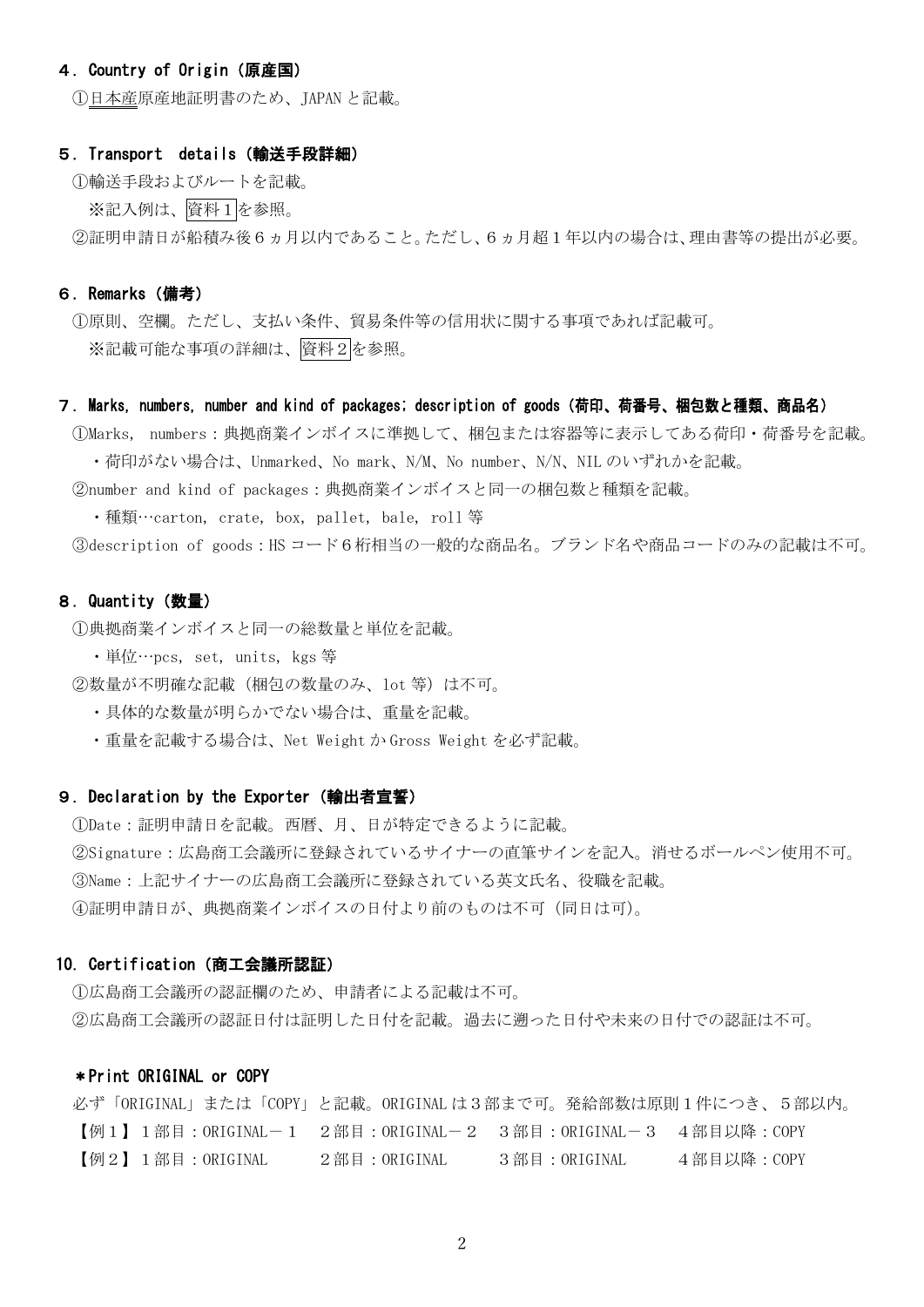## ４．Country of Origin（原産国）

①日本産原産地証明書のため、JAPAN と記載。

## ５．Transport　details（輸送手段詳細）

①輸送手段およびルートを記載。

　※記入例は、資料１を参照。

②証明申請日が船積み後６ヵ月以内であること。ただし、６ヵ月超１年以内の場合は、理由書等の提出が必要。

## ６．Remarks（備考）

①原則、空欄。ただし、支払い条件、貿易条件等の信用状に関する事項であれば記載可。

　※記載可能な事項の詳細は、資料２を参照。

## ７．Marks, numbers, number and kind of packages; description of goods（荷印、荷番号、梱包数と種類、商品名）

①Marks, numbers：典拠商業インボイスに準拠して、梱包または容器等に表示してある荷印・荷番号を記載。

　・荷印がない場合は、Unmarked、No mark、N/M、No number、N/N、NIL のいずれかを記載。

②number and kind of packages：典拠商業インボイスと同一の梱包数と種類を記載。

　・種類…carton, crate, box, pallet, bale, roll 等

③description of goods：HS コード６桁相当の一般的な商品名。ブランド名や商品コードのみの記載は不可。

## ８．Quantity（数量）

①典拠商業インボイスと同一の総数量と単位を記載。

　・単位…pcs, set, units, kgs 等

②数量が不明確な記載（梱包の数量のみ、lot 等）は不可。

　・具体的な数量が明らかでない場合は、重量を記載。

　・重量を記載する場合は、Net Weight か Gross Weight を必ず記載。

## ９．Declaration by the Exporter（輸出者宣誓）

①Date：証明申請日を記載。西暦、月、日が特定できるように記載。

②Signature：広島商工会議所に登録されているサイナーの直筆サインを記入。消せるボールペン使用不可。

③Name：上記サイナーの広島商工会議所に登録されている英文氏名、役職を記載。

④証明申請日が、典拠商業インボイスの日付より前のものは不可（同日は可）。

## 10．Certification（商工会議所認証）

①広島商工会議所の認証欄のため、申請者による記載は不可。

②広島商工会議所の認証日付は証明した日付を記載。過去に遡った日付や未来の日付での認証は不可。

### ＊Print ORIGINAL or COPY

必ず「ORIGINAL」または「COPY」と記載。ORIGINAL は３部まで可。発給部数は原則１件につき、５部以内。

【例１】１部目：ORIGINAL－１　２部目：ORIGINAL－２　３部目：ORIGINAL－３　４部目以降：COPY

【例２】１部目：ORIGINAL　　２部目：ORIGINAL　　３部目：ORIGINAL　　４部目以降：COPY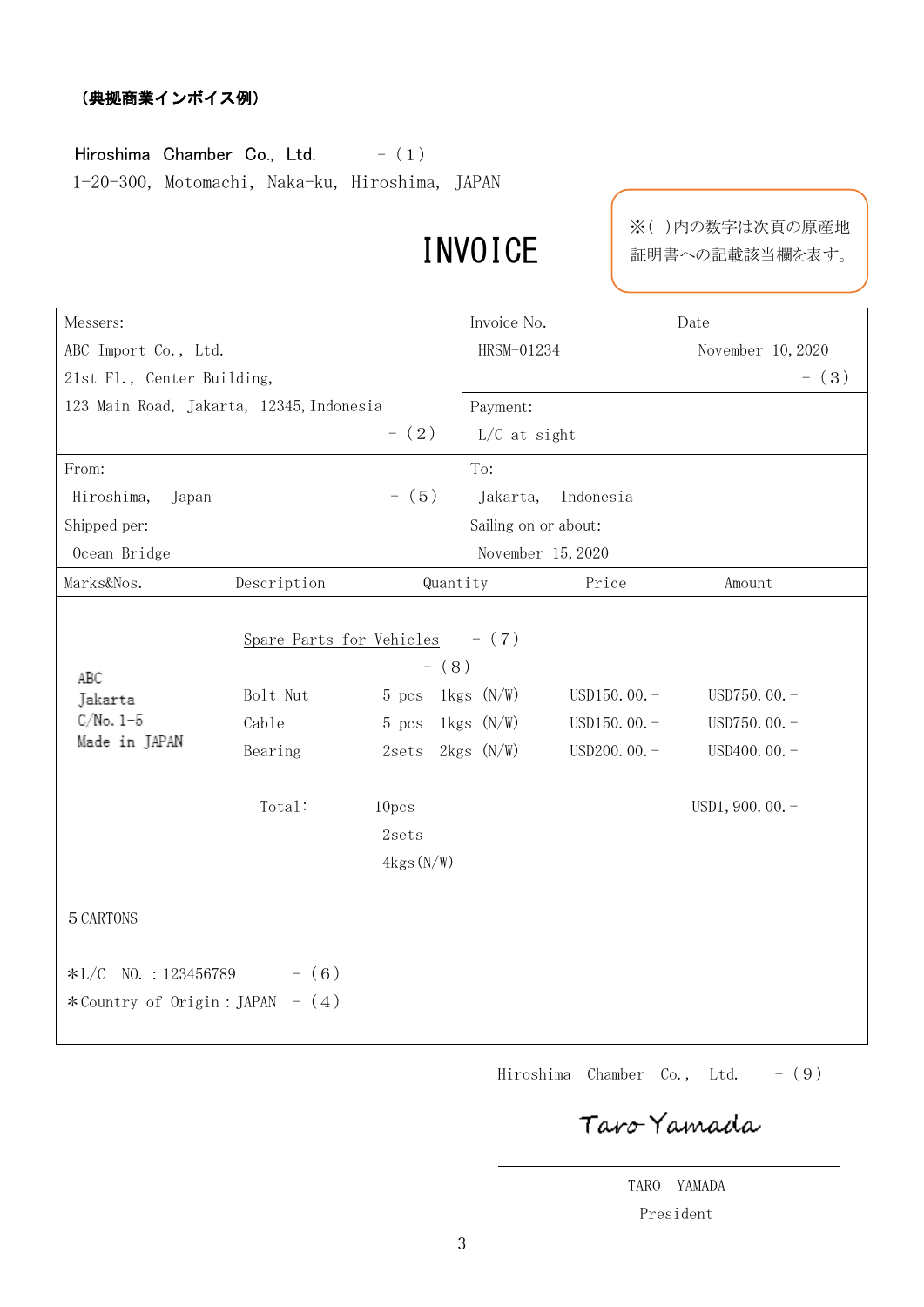（典拠商業インボイス例）

Hiroshima Chamber Co., Ltd. －（1）
1-20-300, Motomachi, Naka-ku, Hiroshima, JAPAN

# INVOICE

※( )内の数字は次頁の原産地証明書への記載該当欄を表す。

| Messers: | Invoice No. / Date |
|---|---|
| ABC Import Co., Ltd.<br>21st Fl., Center Building,<br>123 Main Road, Jakarta, 12345, Indonesia<br>－（2） | HRSM-01234 / November 10, 2020 －（3） |
| | Payment:<br>L/C at sight |
| From:<br>Hiroshima, Japan －（5） | To:<br>Jakarta, Indonesia |
| Shipped per:<br>Ocean Bridge | Sailing on or about:<br>November 15, 2020 |

| Marks&Nos. | Description | Quantity | Price | Amount |
|---|---|---|---|---|
| ABC<br>Jakarta<br>C/No. 1-5<br>Made in JAPAN | Spare Parts for Vehicles －（7） | －（8） | | |
| | Bolt Nut | 5 pcs 1kgs (N/W) | USD150.00.- | USD750.00.- |
| | Cable | 5 pcs 1kgs (N/W) | USD150.00.- | USD750.00.- |
| | Bearing | 2sets 2kgs (N/W) | USD200.00.- | USD400.00.- |
| | Total: | 10pcs<br>2sets<br>4kgs(N/W) | | USD1,900.00.- |

5 CARTONS

*L/C NO. : 123456789 －（6）
*Country of Origin : JAPAN －（4）

Hiroshima Chamber Co., Ltd. －（9）

Taro Yamada

TARO YAMADA
President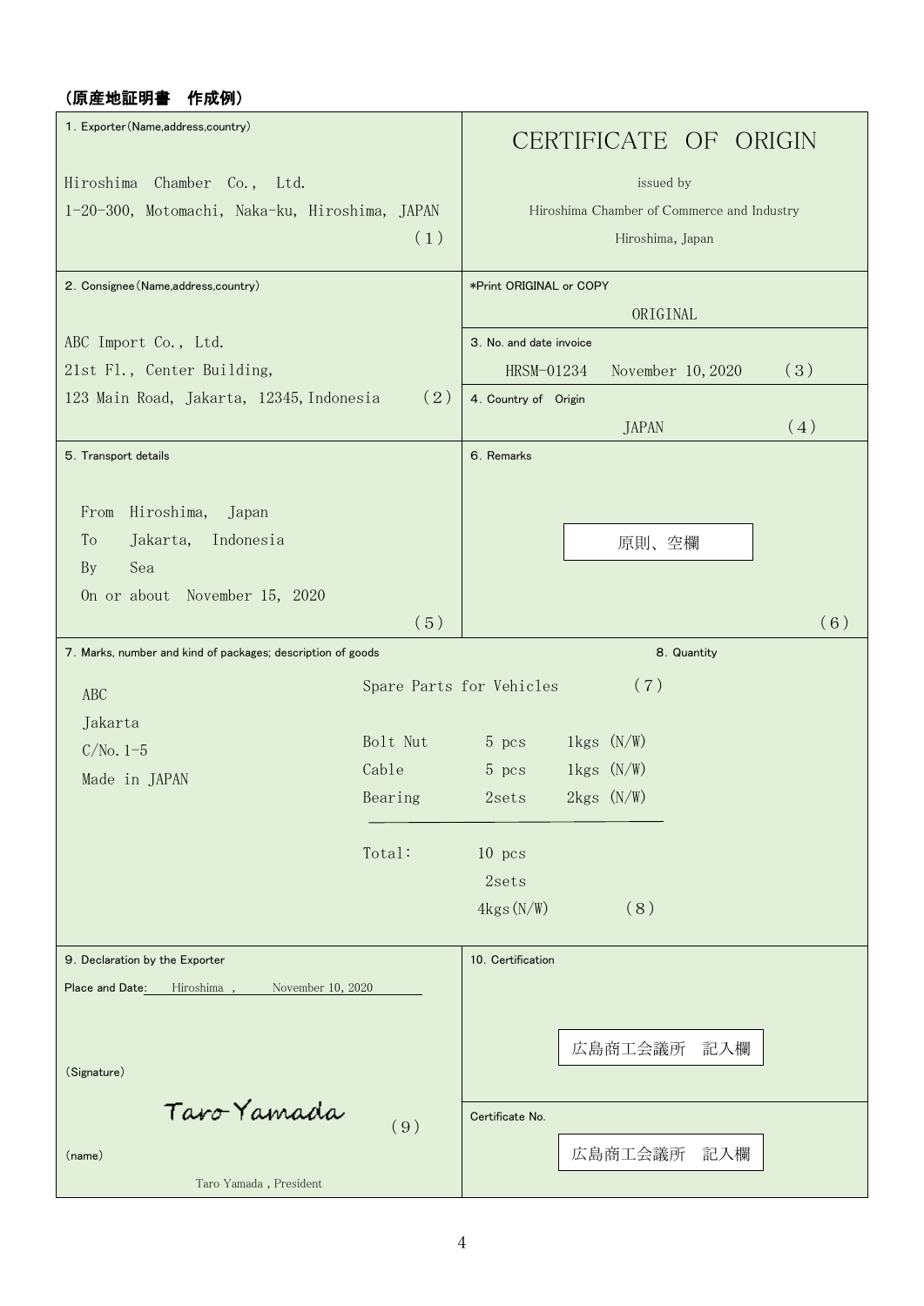**（原産地証明書　作成例）**

| 1. Exporter(Name,address,country) | CERTIFICATE OF ORIGIN |
|---|---|
| Hiroshima Chamber Co., Ltd.<br>1-20-300, Motomachi, Naka-ku, Hiroshima, JAPAN<br>（1） | issued by<br>Hiroshima Chamber of Commerce and Industry<br>Hiroshima, Japan |
| 2. Consignee(Name,address,country)<br><br>ABC Import Co., Ltd.<br>21st Fl., Center Building,<br>123 Main Road, Jakarta, 12345, Indonesia （2） | *Print ORIGINAL or COPY<br>ORIGINAL<br><br>3. No. and date invoice<br>HRSM-01234 November 10, 2020 （3）<br><br>4. Country of Origin<br>JAPAN （4） |
| 5. Transport details<br><br>From Hiroshima, Japan<br>To Jakarta, Indonesia<br>By Sea<br>On or about November 15, 2020<br>（5） | 6. Remarks<br><br>原則、空欄<br><br>（6） |

| 7. Marks, number and kind of packages; description of goods | | 8. Quantity |
|---|---|---|
| ABC<br>Jakarta<br>C/No.1-5<br>Made in JAPAN | Spare Parts for Vehicles （7）<br><br>Bolt Nut 5 pcs 1kgs (N/W)<br>Cable 5 pcs 1kgs (N/W)<br>Bearing 2sets 2kgs (N/W)<br><br>Total: 10 pcs<br>2sets<br>4kgs(N/W) | （8） |

| 9. Declaration by the Exporter | 10. Certification |
|---|---|
| Place and Date: Hiroshima , November 10, 2020<br><br>(Signature)<br>Taro Yamada （9）<br><br>(name)<br>Taro Yamada , President | 広島商工会議所　記入欄<br><br>Certificate No.<br>広島商工会議所　記入欄 |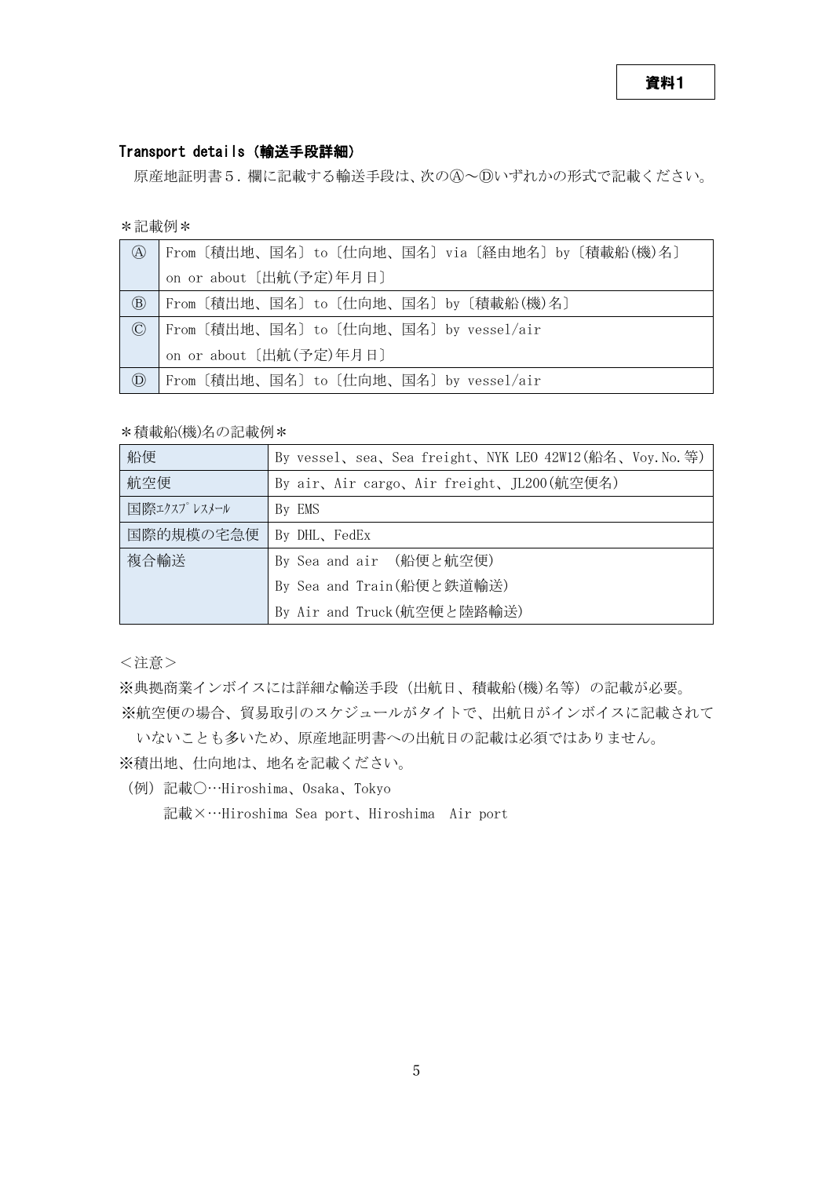**資料1**

## Transport details（輸送手段詳細）

原産地証明書５．欄に記載する輸送手段は、次のⒶ～Ⓓいずれかの形式で記載ください。

＊記載例＊

| | |
|---|---|
| Ⓐ | From〔積出地、国名〕to〔仕向地、国名〕via〔経由地名〕by〔積載船(機)名〕on or about〔出航(予定)年月日〕 |
| Ⓑ | From〔積出地、国名〕to〔仕向地、国名〕by〔積載船(機)名〕 |
| Ⓒ | From〔積出地、国名〕to〔仕向地、国名〕by vessel/air on or about〔出航(予定)年月日〕 |
| Ⓓ | From〔積出地、国名〕to〔仕向地、国名〕by vessel/air |

＊積載船(機)名の記載例＊

| | |
|---|---|
| 船便 | By vessel、sea、Sea freight、NYK LEO 42W12(船名、Voy.No.等) |
| 航空便 | By air、Air cargo、Air freight、JL200(航空便名) |
| 国際ｴｸｽﾌﾟﾚｽﾒｰﾙ | By EMS |
| 国際的規模の宅急便 | By DHL、FedEx |
| 複合輸送 | By Sea and air （船便と航空便）<br>By Sea and Train(船便と鉄道輸送)<br>By Air and Truck(航空便と陸路輸送) |

＜注意＞

※典拠商業インボイスには詳細な輸送手段（出航日、積載船(機)名等）の記載が必要。

※航空便の場合、貿易取引のスケジュールがタイトで、出航日がインボイスに記載されていないことも多いため、原産地証明書への出航日の記載は必須ではありません。

※積出地、仕向地は、地名を記載ください。

（例）記載○…Hiroshima、Osaka、Tokyo

記載×…Hiroshima Sea port、Hiroshima　Air port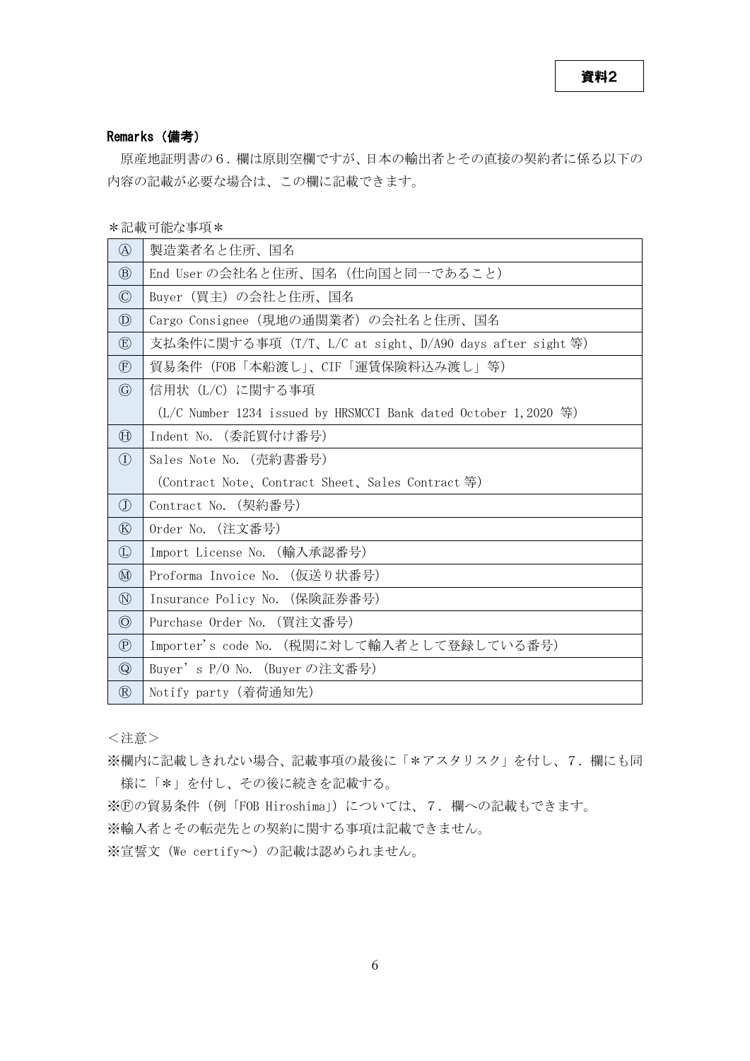**資料2**

## Remarks（備考）

原産地証明書の６．欄は原則空欄ですが、日本の輸出者とその直接の契約者に係る以下の内容の記載が必要な場合は、この欄に記載できます。

＊記載可能な事項＊

| | |
|---|---|
| Ⓐ | 製造業者名と住所、国名 |
| Ⓑ | End User の会社名と住所、国名（仕向国と同一であること） |
| Ⓒ | Buyer（買主）の会社と住所、国名 |
| Ⓓ | Cargo Consignee（現地の通関業者）の会社名と住所、国名 |
| Ⓔ | 支払条件に関する事項（T/T、L/C at sight、D/A90 days after sight 等） |
| Ⓕ | 貿易条件（FOB「本船渡し」、CIF「運賃保険料込み渡し」等） |
| Ⓖ | 信用状（L/C）に関する事項<br>（L/C Number 1234 issued by HRSMCCI Bank dated October 1,2020 等） |
| Ⓗ | Indent No.（委託買付け番号） |
| Ⓘ | Sales Note No.（売約書番号）<br>（Contract Note、Contract Sheet、Sales Contract 等） |
| Ⓙ | Contract No.（契約番号） |
| Ⓚ | Order No.（注文番号） |
| Ⓛ | Import License No.（輸入承認番号） |
| Ⓜ | Proforma Invoice No.（仮送り状番号） |
| Ⓝ | Insurance Policy No.（保険証券番号） |
| Ⓞ | Purchase Order No.（買注文番号） |
| Ⓟ | Importer's code No.（税関に対して輸入者として登録している番号） |
| Ⓠ | Buyer's P/O No.（Buyer の注文番号） |
| Ⓡ | Notify party（着荷通知先） |

＜注意＞

※欄内に記載しきれない場合、記載事項の最後に「＊アスタリスク」を付し、７．欄にも同様に「＊」を付し、その後に続きを記載する。

※Ⓕの貿易条件（例「FOB Hiroshima」）については、７．欄への記載もできます。

※輸入者とその転売先との契約に関する事項は記載できません。

※宣誓文（We certify～）の記載は認められません。